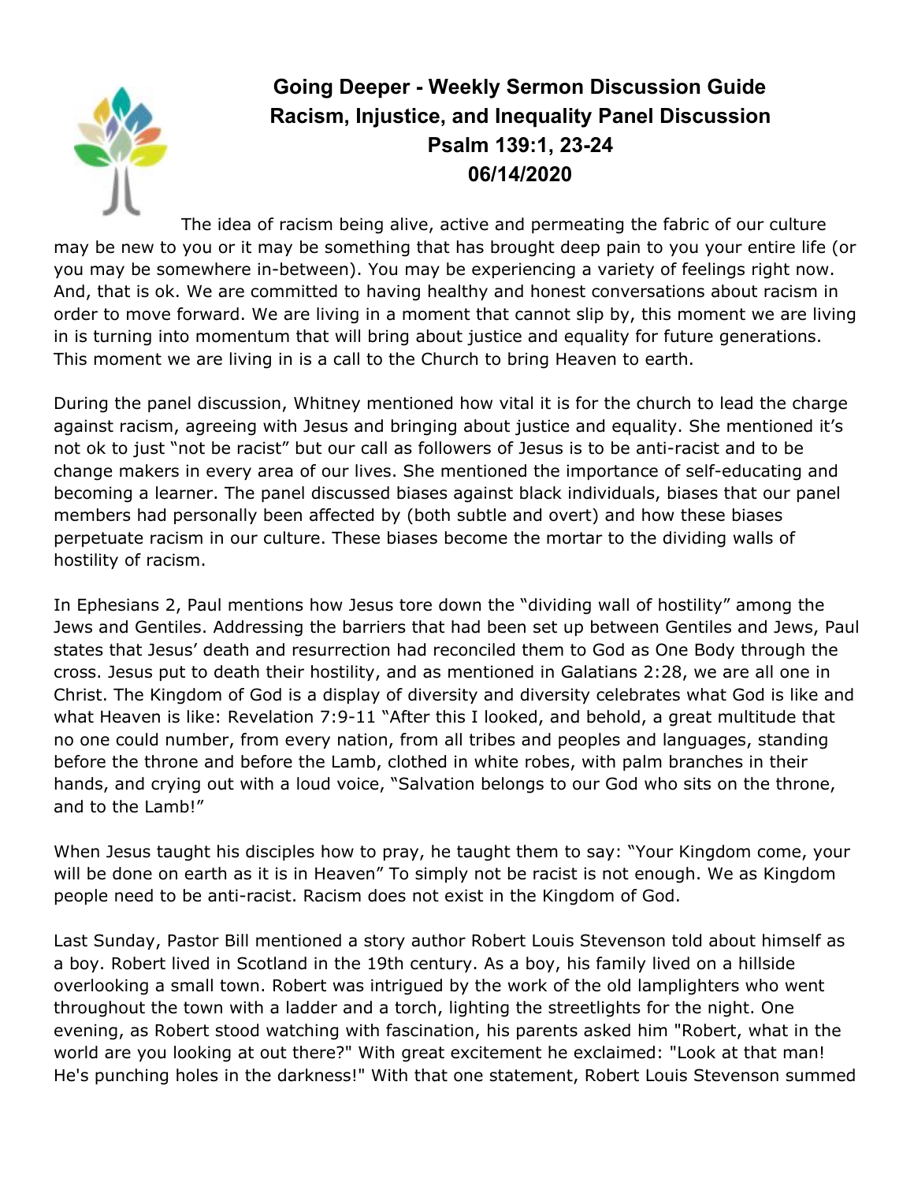# Going Deeper - Weekly Sermon Discussion Guide
## Racism, Injustice, and Inequality Panel Discussion
## Psalm 139:1, 23-24
## 06/14/2020

The idea of racism being alive, active and permeating the fabric of our culture may be new to you or it may be something that has brought deep pain to you your entire life (or you may be somewhere in-between). You may be experiencing a variety of feelings right now. And, that is ok. We are committed to having healthy and honest conversations about racism in order to move forward. We are living in a moment that cannot slip by, this moment we are living in is turning into momentum that will bring about justice and equality for future generations. This moment we are living in is a call to the Church to bring Heaven to earth.

During the panel discussion, Whitney mentioned how vital it is for the church to lead the charge against racism, agreeing with Jesus and bringing about justice and equality. She mentioned it's not ok to just "not be racist" but our call as followers of Jesus is to be anti-racist and to be change makers in every area of our lives. She mentioned the importance of self-educating and becoming a learner. The panel discussed biases against black individuals, biases that our panel members had personally been affected by (both subtle and overt) and how these biases perpetuate racism in our culture. These biases become the mortar to the dividing walls of hostility of racism.

In Ephesians 2, Paul mentions how Jesus tore down the "dividing wall of hostility" among the Jews and Gentiles. Addressing the barriers that had been set up between Gentiles and Jews, Paul states that Jesus' death and resurrection had reconciled them to God as One Body through the cross. Jesus put to death their hostility, and as mentioned in Galatians 2:28, we are all one in Christ. The Kingdom of God is a display of diversity and diversity celebrates what God is like and what Heaven is like: Revelation 7:9-11 "After this I looked, and behold, a great multitude that no one could number, from every nation, from all tribes and peoples and languages, standing before the throne and before the Lamb, clothed in white robes, with palm branches in their hands, and crying out with a loud voice, "Salvation belongs to our God who sits on the throne, and to the Lamb!"

When Jesus taught his disciples how to pray, he taught them to say: "Your Kingdom come, your will be done on earth as it is in Heaven" To simply not be racist is not enough. We as Kingdom people need to be anti-racist. Racism does not exist in the Kingdom of God.

Last Sunday, Pastor Bill mentioned a story author Robert Louis Stevenson told about himself as a boy. Robert lived in Scotland in the 19th century. As a boy, his family lived on a hillside overlooking a small town. Robert was intrigued by the work of the old lamplighters who went throughout the town with a ladder and a torch, lighting the streetlights for the night. One evening, as Robert stood watching with fascination, his parents asked him "Robert, what in the world are you looking at out there?" With great excitement he exclaimed: "Look at that man! He's punching holes in the darkness!" With that one statement, Robert Louis Stevenson summed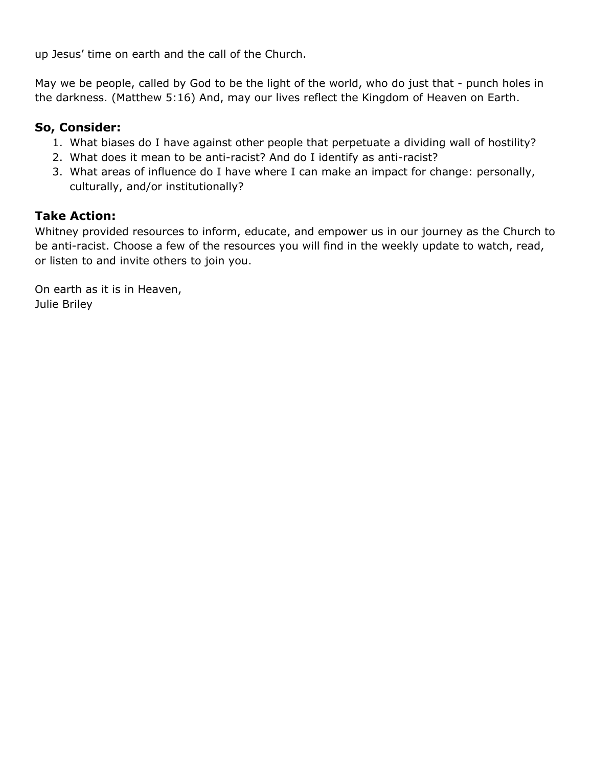up Jesus' time on earth and the call of the Church.

May we be people, called by God to be the light of the world, who do just that - punch holes in the darkness. (Matthew 5:16) And, may our lives reflect the Kingdom of Heaven on Earth.

### So, Consider:

1. What biases do I have against other people that perpetuate a dividing wall of hostility?
2. What does it mean to be anti-racist? And do I identify as anti-racist?
3. What areas of influence do I have where I can make an impact for change: personally, culturally, and/or institutionally?

### Take Action:

Whitney provided resources to inform, educate, and empower us in our journey as the Church to be anti-racist. Choose a few of the resources you will find in the weekly update to watch, read, or listen to and invite others to join you.

On earth as it is in Heaven,
Julie Briley